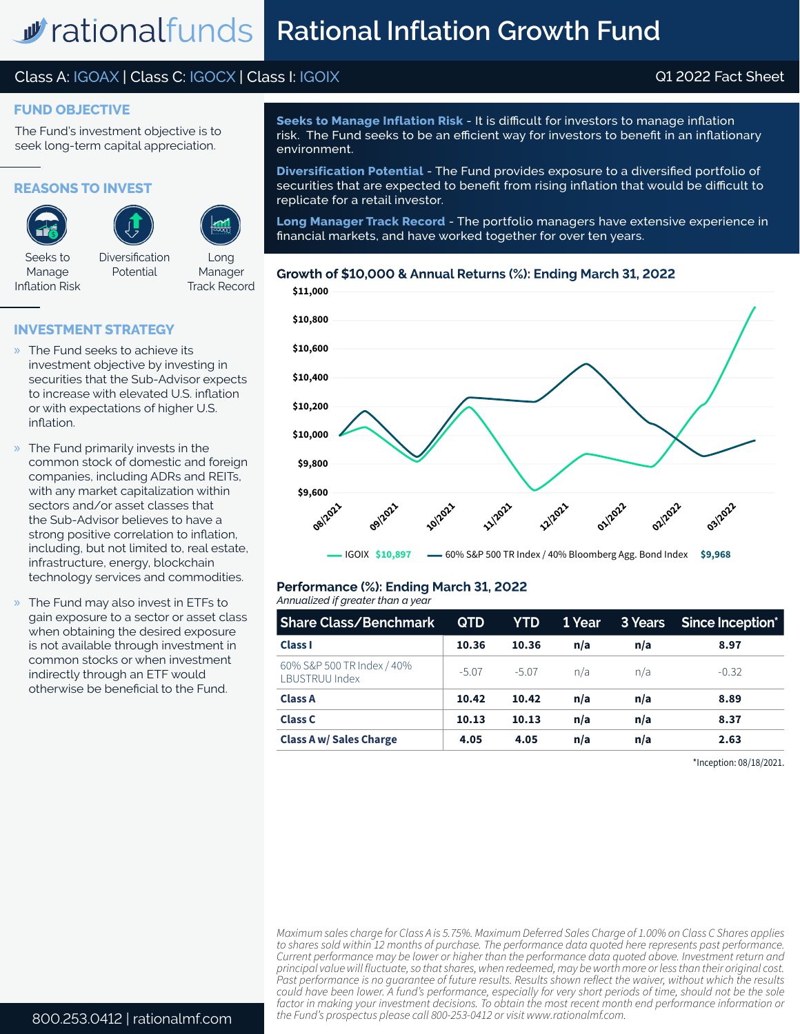# Rational Inflation Growth Fund

Class A: IGOAX | Class C: IGOCX | Class I: IGOIX

Q1 2022 Fact Sheet

## FUND OBJECTIVE

The Fund's investment objective is to seek long-term capital appreciation.

## REASONS TO INVEST

- Seeks to Manage Inflation Risk
- Diversification Potential
- Long Manager Track Record

**Seeks to Manage Inflation Risk** - It is difficult for investors to manage inflation risk. The Fund seeks to be an efficient way for investors to benefit in an inflationary environment.

**Diversification Potential** - The Fund provides exposure to a diversified portfolio of securities that are expected to benefit from rising inflation that would be difficult to replicate for a retail investor.

**Long Manager Track Record** - The portfolio managers have extensive experience in financial markets, and have worked together for over ten years.

## INVESTMENT STRATEGY

- The Fund seeks to achieve its investment objective by investing in securities that the Sub-Advisor expects to increase with elevated U.S. inflation or with expectations of higher U.S. inflation.
- The Fund primarily invests in the common stock of domestic and foreign companies, including ADRs and REITs, with any market capitalization within sectors and/or asset classes that the Sub-Advisor believes to have a strong positive correlation to inflation, including, but not limited to, real estate, infrastructure, energy, blockchain technology services and commodities.
- The Fund may also invest in ETFs to gain exposure to a sector or asset class when obtaining the desired exposure is not available through investment in common stocks or when investing indirectly through an ETF would otherwise be beneficial to the Fund.

## Growth of $10,000 & Annual Returns (%): Ending March 31, 2022

IGOIX $10,897 — 60% S&P 500 TR Index / 40% Bloomberg Agg. Bond Index $9,968

## Performance (%): Ending March 31, 2022

*Annualized if greater than a year*

| Share Class/Benchmark | QTD | YTD | 1 Year | 3 Years | Since Inception* |
|---|---|---|---|---|---|
| **Class I** | **10.36** | **10.36** | **n/a** | **n/a** | **8.97** |
| 60% S&P 500 TR Index / 40% LBUSTRUU Index | -5.07 | -5.07 | n/a | n/a | -0.32 |
| **Class A** | **10.42** | **10.42** | **n/a** | **n/a** | **8.89** |
| **Class C** | **10.13** | **10.13** | **n/a** | **n/a** | **8.37** |
| **Class A w/ Sales Charge** | **4.05** | **4.05** | **n/a** | **n/a** | **2.63** |

*Inception: 08/18/2021.

*Maximum sales charge for Class A is 5.75%. Maximum Deferred Sales Charge of 1.00% on Class C Shares applies to shares sold within 12 months of purchase. The performance data quoted here represents past performance. Current performance may be lower or higher than the performance data quoted above. Investment return and principal value will fluctuate, so that shares, when redeemed, may be worth more or less than their original cost. Past performance is no guarantee of future results. Results shown reflect the waiver, without which the results could have been lower. A fund's performance, especially for very short periods of time, should not be the sole factor in making your investment decisions. To obtain the most recent month end performance information or the Fund's prospectus please call 800-253-0412 or visit www.rationalmf.com.*

800.253.0412 | rationalmf.com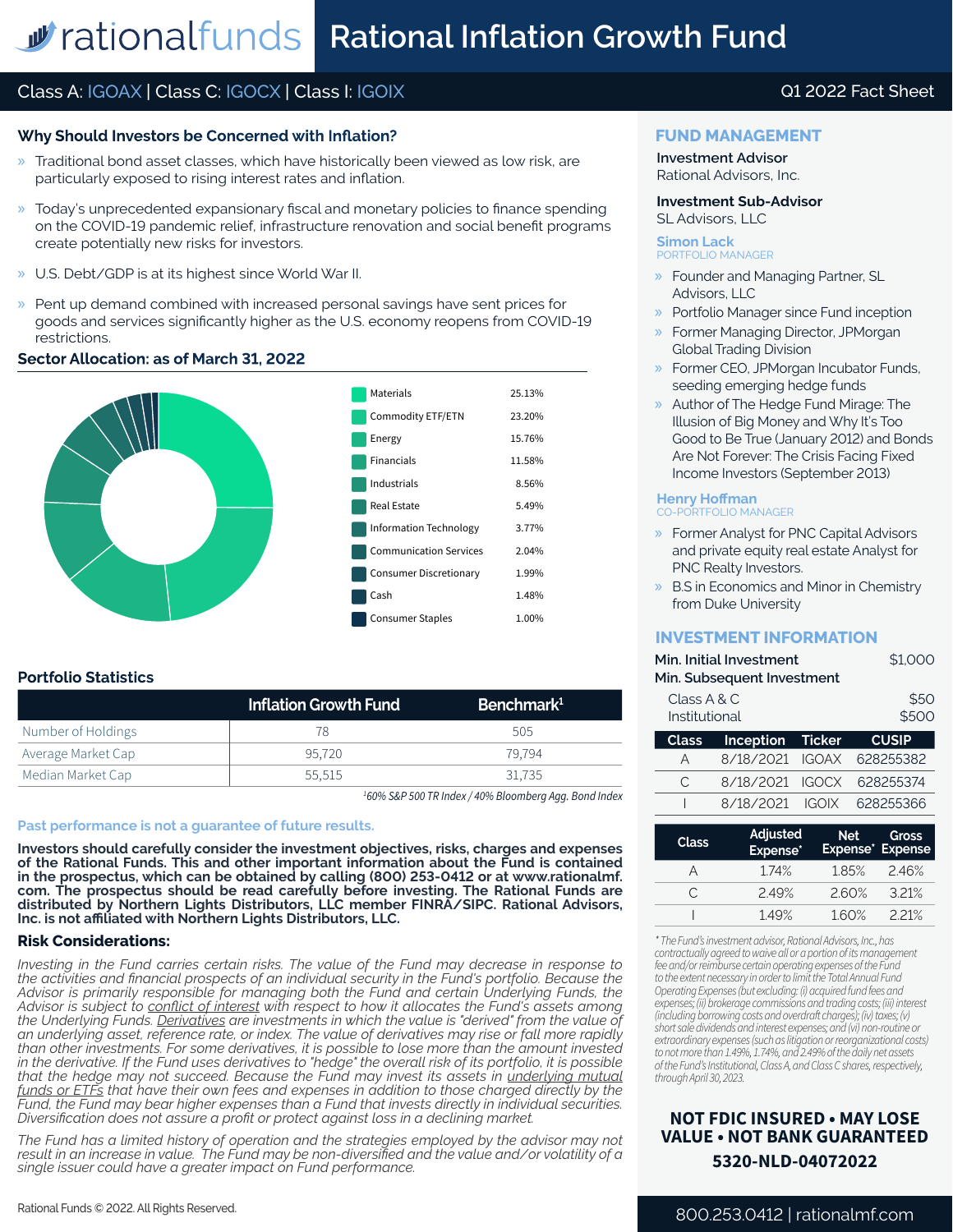# Rational Inflation Growth Fund

Class A: IGOAX | Class C: IGOCX | Class I: IGOIX

Q1 2022 Fact Sheet

## Why Should Investors be Concerned with Inflation?

- Traditional bond asset classes, which have historically been viewed as low risk, are particularly exposed to rising interest rates and inflation.
- Today's unprecedented expansionary fiscal and monetary policies to finance spending on the COVID-19 pandemic relief, infrastructure renovation and social benefit programs create potentially new risks for investors.
- U.S. Debt/GDP is at its highest since World War II.
- Pent up demand combined with increased personal savings have sent prices for goods and services significantly higher as the U.S. economy reopens from COVID-19 restrictions.

## Sector Allocation: as of March 31, 2022

Materials 25.13%
Commodity ETF/ETN 23.20%
Energy 15.76%
Financials 11.58%
Industrials 8.56%
Real Estate 5.49%
Information Technology 3.77%
Communication Services 2.04%
Consumer Discretionary 1.99%
Cash 1.48%
Consumer Staples 1.00%

## Portfolio Statistics

| | Inflation Growth Fund | Benchmark[1] |
|---|---|---|
| Number of Holdings | 78 | 505 |
| Average Market Cap | 95,720 | 79,794 |
| Median Market Cap | 55,515 | 31,735 |

*[1]60% S&P 500 TR Index / 40% Bloomberg Agg. Bond Index*

**Past performance is not a guarantee of future results.**

**Investors should carefully consider the investment objectives, risks, charges and expenses of the Rational Funds. This and other important information about the Fund is contained in the prospectus, which can be obtained by calling (800) 253-0412 or at www.rationalmf.com. The prospectus should be read carefully before investing. The Rational Funds are distributed by Northern Lights Distributors, LLC member FINRA/SIPC. Rational Advisors, Inc. is not affiliated with Northern Lights Distributors, LLC.**

### Risk Considerations:

*Investing in the Fund carries certain risks. The value of the Fund may decrease in response to the activities and financial prospects of an individual security in the Fund's portfolio. Because the Advisor is primarily responsible for managing both the Fund and certain Underlying Funds, the Advisor is subject to conflict of interest with respect to how it allocates the Fund's assets among the Underlying Funds. Derivatives are investments in which the value is "derived" from the value of an underlying asset, reference rate, or index. The value of derivatives may rise or fall more rapidly than other investments. For some derivatives, it is possible to lose more than the amount invested in the derivative. If the Fund uses derivatives to "hedge" the overall risk of its portfolio, it is possible that the hedge may not succeed. Because the Fund may invest its assets in underlying mutual funds or ETFs that have their own fees and expenses in addition to those charged directly by the Fund, the Fund may bear higher expenses than a Fund that invests directly in individual securities. Diversification does not assure a profit or protect against loss in a declining market.*

*The Fund has a limited history of operation and the strategies employed by the advisor may not result in an increase in value. The Fund may be non-diversified and the value and/or volatility of a single issuer could have a greater impact on Fund performance.*

## FUND MANAGEMENT

**Investment Advisor**
Rational Advisors, Inc.

**Investment Sub-Advisor**
SL Advisors, LLC

**Simon Lack**
PORTFOLIO MANAGER

- Founder and Managing Partner, SL Advisors, LLC
- Portfolio Manager since Fund inception
- Former Managing Director, JPMorgan Global Trading Division
- Former CEO, JPMorgan Incubator Funds, seeding emerging hedge funds
- Author of The Hedge Fund Mirage: The Illusion of Big Money and Why It's Too Good to Be True (January 2012) and Bonds Are Not Forever: The Crisis Facing Fixed Income Investors (September 2013)

**Henry Hoffman**
CO-PORTFOLIO MANAGER

- Former Analyst for PNC Capital Advisors and private equity real estate Analyst for PNC Realty Investors.
- B.S in Economics and Minor in Chemistry from Duke University

## INVESTMENT INFORMATION

| | |
|---|---|
| Min. Initial Investment | $1,000 |
| Min. Subsequent Investment | |
| Class A & C | $50 |
| Institutional | $500 |

| Class | Inception | Ticker | CUSIP |
|---|---|---|---|
| A | 8/18/2021 | IGOAX | 628255382 |
| C | 8/18/2021 | IGOCX | 628255374 |
| I | 8/18/2021 | IGOIX | 628255366 |

| Class | Adjusted Expense* | Net Expense* | Gross Expense |
|---|---|---|---|
| A | 1.74% | 1.85% | 2.46% |
| C | 2.49% | 2.60% | 3.21% |
| I | 1.49% | 1.60% | 2.21% |

*\* The Fund's investment advisor, Rational Advisors, Inc., has contractually agreed to waive all or a portion of its management fee and/or reimburse certain operating expenses of the Fund to the extent necessary in order to limit the Total Annual Fund Operating Expenses (but excluding: (i) acquired fund fees and expenses; (ii) brokerage commissions and trading costs; (iii) interest (including borrowing costs and overdraft charges); (iv) taxes; (v) short sale dividends and interest expenses; and (vi) non-routine or extraordinary expenses (such as litigation or reorganizational costs) to not more than 1.49%, 1.74%, and 2.49% of the daily net assets of the Fund's Institutional, Class A, and Class C shares, respectively, through April 30, 2023.*

**NOT FDIC INSURED • MAY LOSE VALUE • NOT BANK GUARANTEED**

**5320-NLD-04072022**

Rational Funds © 2022. All Rights Reserved.

800.253.0412 | rationalmf.com